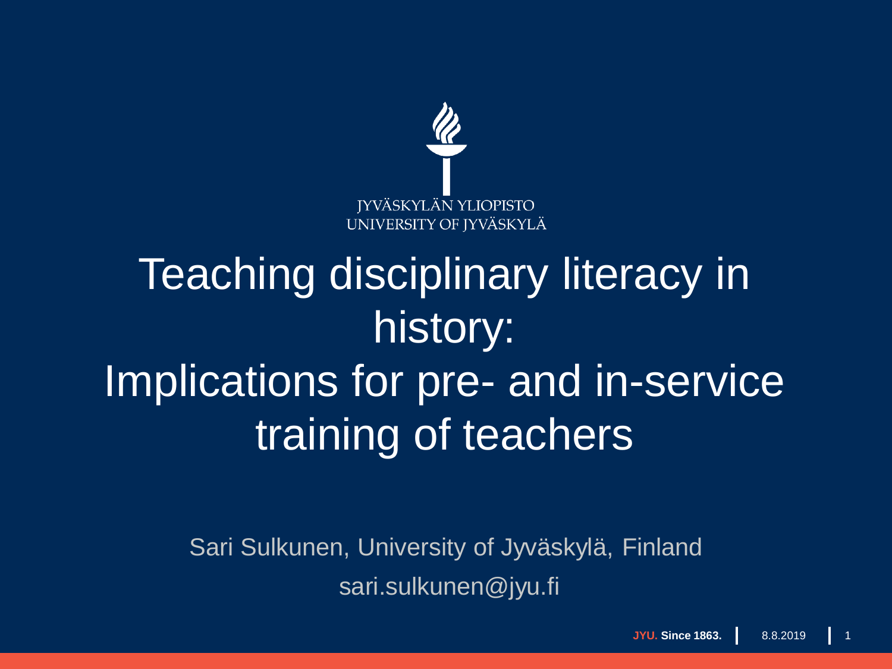JYVÄSKYLÄN YLIOPISTO
UNIVERSITY OF JYVÄSKYLÄ

# Teaching disciplinary literacy in history: Implications for pre- and in-service training of teachers

Sari Sulkunen, University of Jyväskylä, Finland

sari.sulkunen@jyu.fi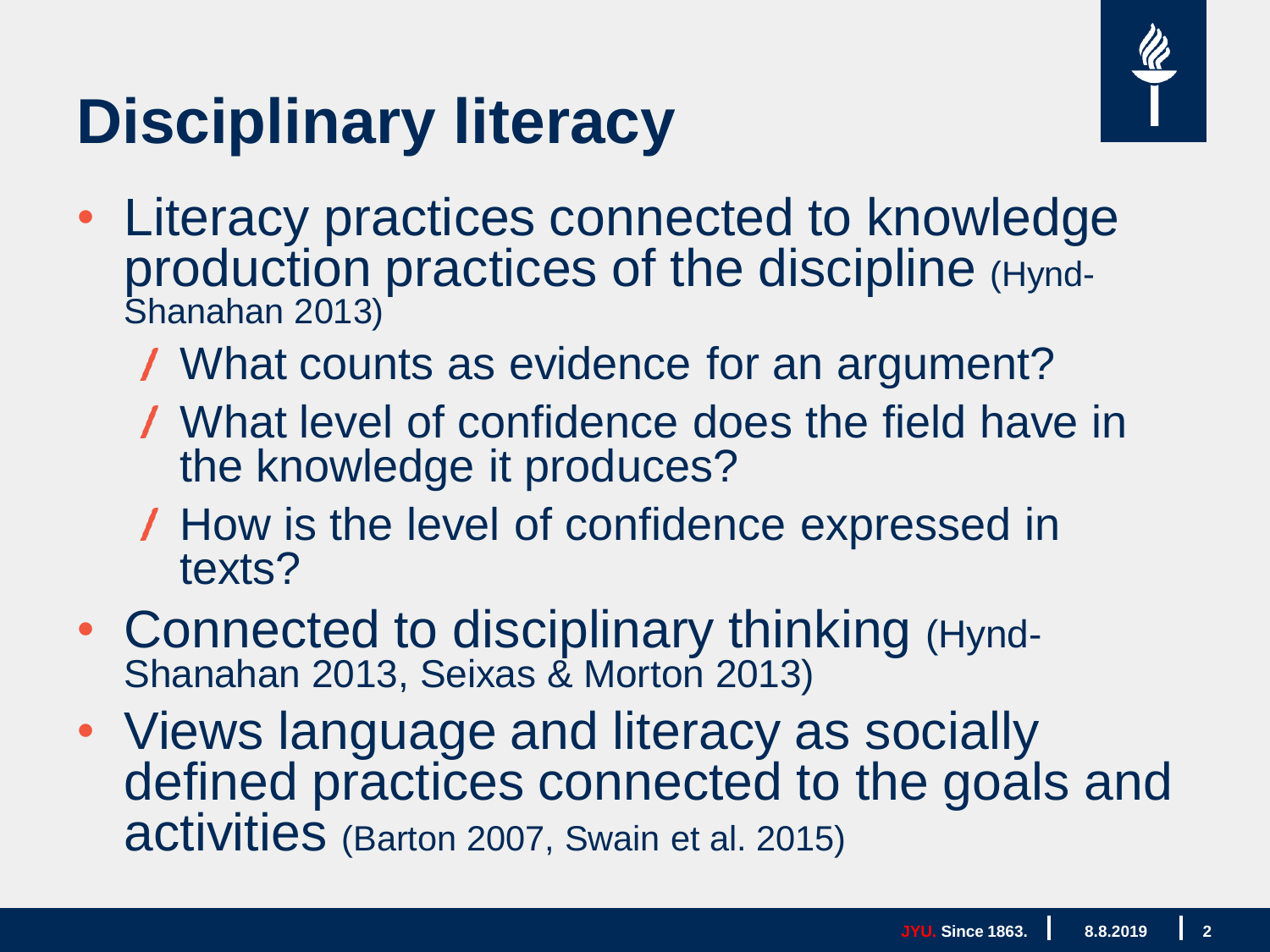# Disciplinary literacy

- Literacy practices connected to knowledge production practices of the discipline (Hynd-Shanahan 2013)
  - What counts as evidence for an argument?
  - What level of confidence does the field have in the knowledge it produces?
  - How is the level of confidence expressed in texts?
- Connected to disciplinary thinking (Hynd-Shanahan 2013, Seixas & Morton 2013)
- Views language and literacy as socially defined practices connected to the goals and activities (Barton 2007, Swain et al. 2015)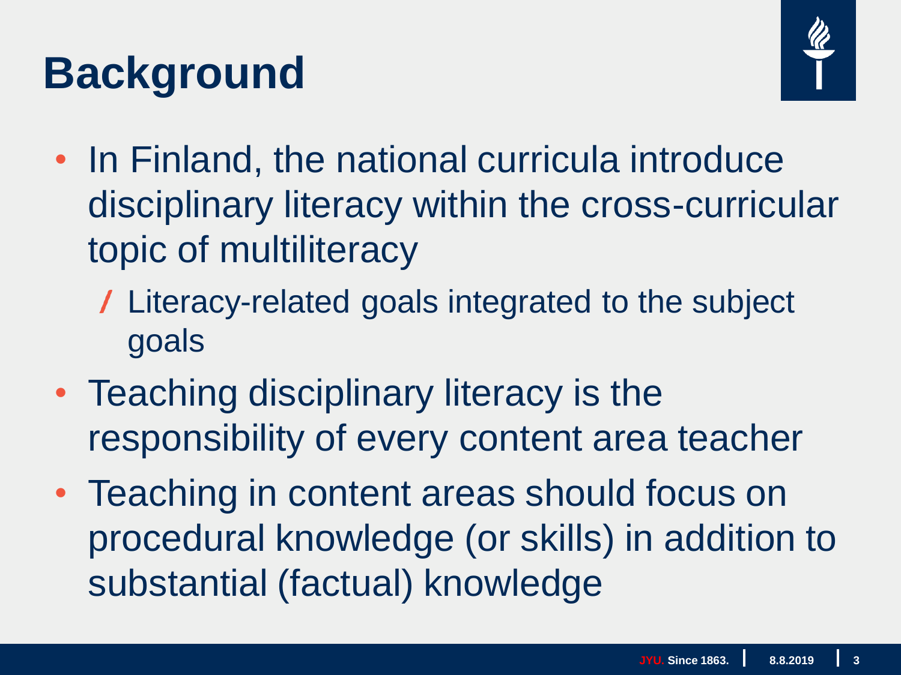# Background

- In Finland, the national curricula introduce disciplinary literacy within the cross-curricular topic of multiliteracy
  - Literacy-related goals integrated to the subject goals
- Teaching disciplinary literacy is the responsibility of every content area teacher
- Teaching in content areas should focus on procedural knowledge (or skills) in addition to substantial (factual) knowledge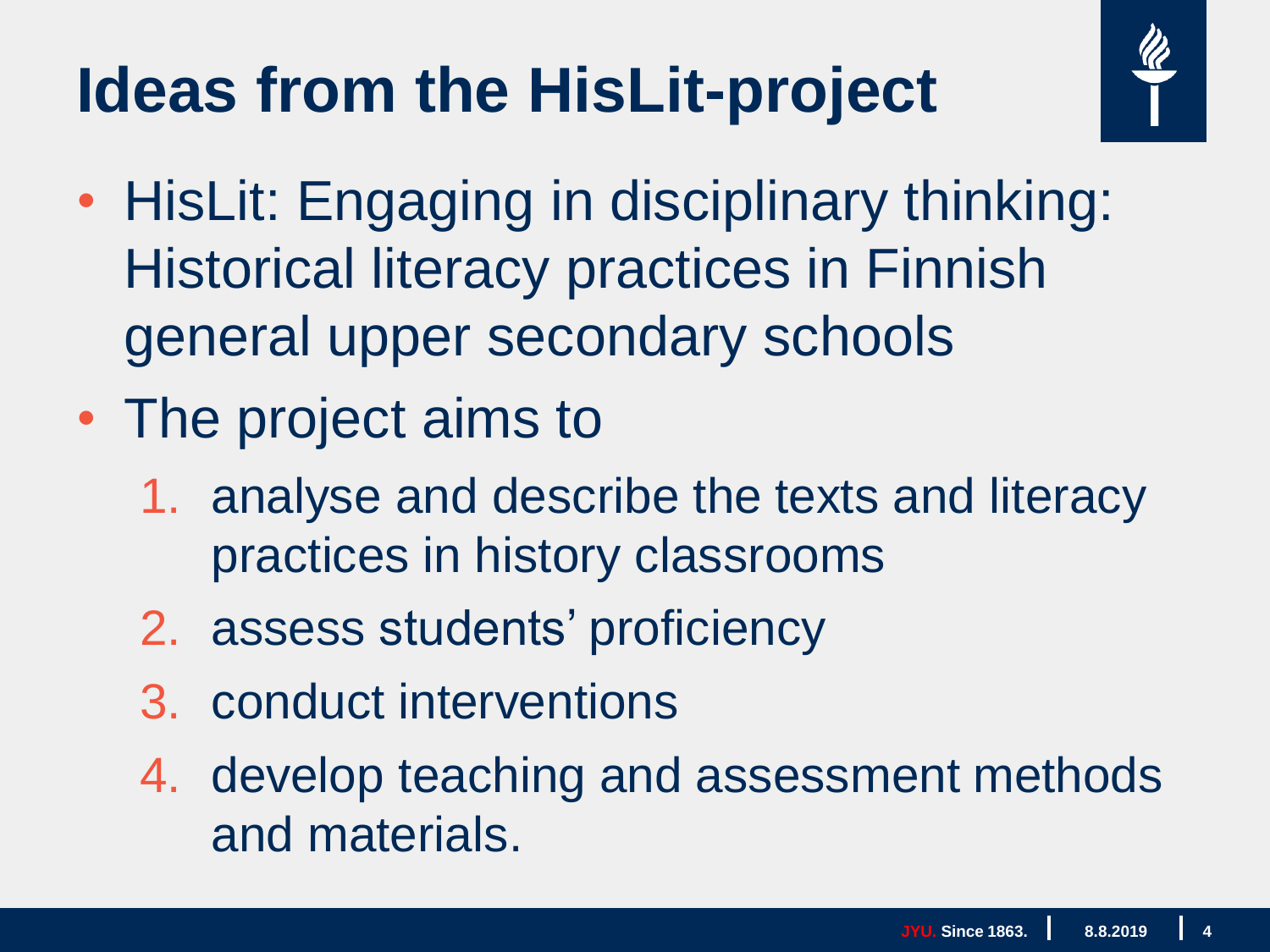# Ideas from the HisLit-project

- HisLit: Engaging in disciplinary thinking: Historical literacy practices in Finnish general upper secondary schools
- The project aims to
  1. analyse and describe the texts and literacy practices in history classrooms
  2. assess students' proficiency
  3. conduct interventions
  4. develop teaching and assessment methods and materials.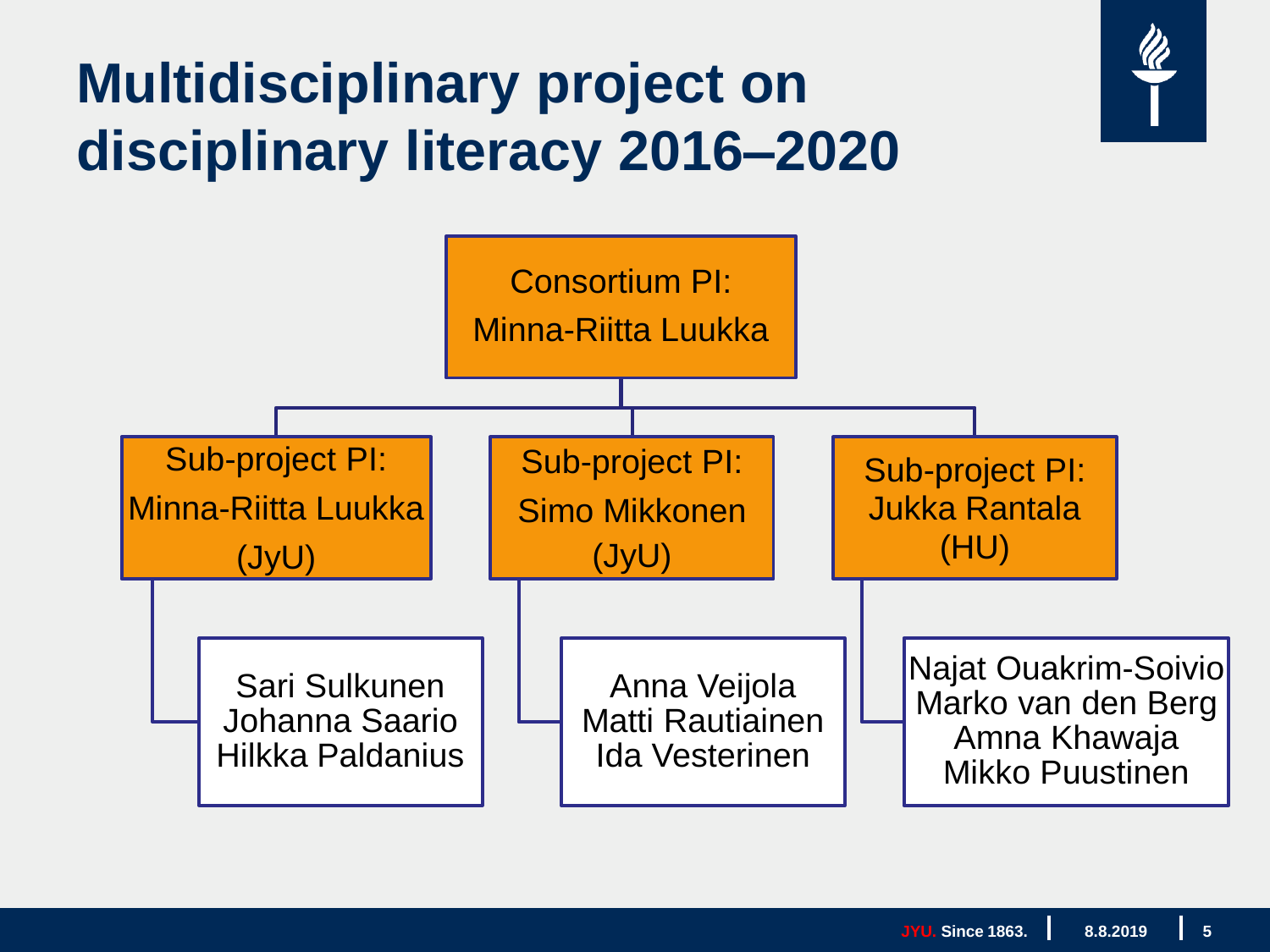# Multidisciplinary project on disciplinary literacy 2016–2020

**Consortium PI:** Minna-Riitta Luukka

- **Sub-project PI:** Minna-Riitta Luukka (JyU)
  - Sari Sulkunen
  - Johanna Saario
  - Hilkka Paldanius
- **Sub-project PI:** Simo Mikkonen (JyU)
  - Anna Veijola
  - Matti Rautiainen
  - Ida Vesterinen
- **Sub-project PI:** Jukka Rantala (HU)
  - Najat Ouakrim-Soivio
  - Marko van den Berg
  - Amna Khawaja
  - Mikko Puustinen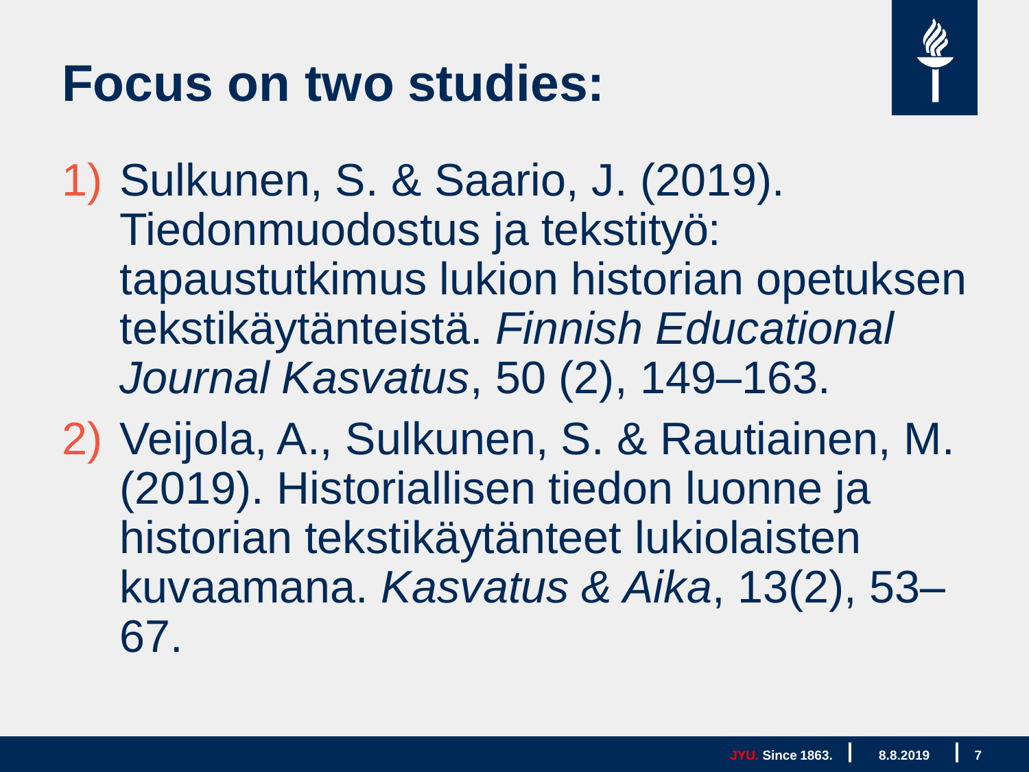# Focus on two studies:

1) Sulkunen, S. & Saario, J. (2019). Tiedonmuodostus ja tekstityö: tapaustutkimus lukion historian opetuksen tekstikäytänteistä. *Finnish Educational Journal Kasvatus*, 50 (2), 149–163.
2) Veijola, A., Sulkunen, S. & Rautiainen, M. (2019). Historiallisen tiedon luonne ja historian tekstikäytänteet lukiolaisten kuvaamana. *Kasvatus & Aika*, 13(2), 53–67.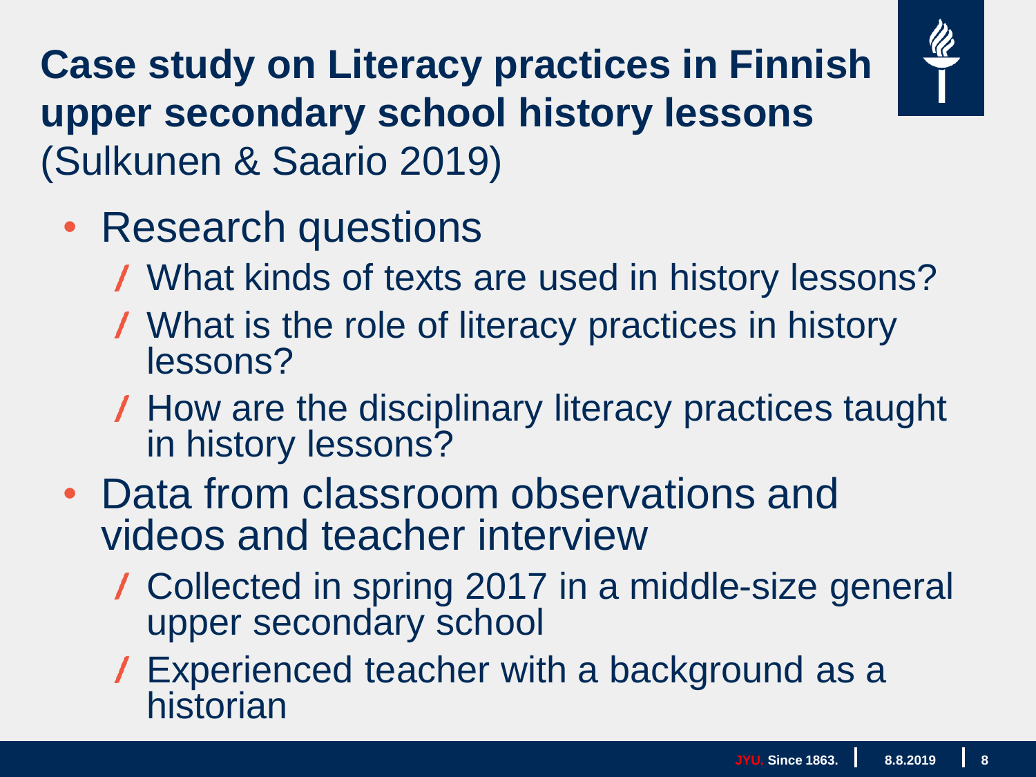## **Case study on Literacy practices in Finnish upper secondary school history lessons** (Sulkunen & Saario 2019)

- Research questions
  - What kinds of texts are used in history lessons?
  - What is the role of literacy practices in history lessons?
  - How are the disciplinary literacy practices taught in history lessons?
- Data from classroom observations and videos and teacher interview
  - Collected in spring 2017 in a middle-size general upper secondary school
  - Experienced teacher with a background as a historian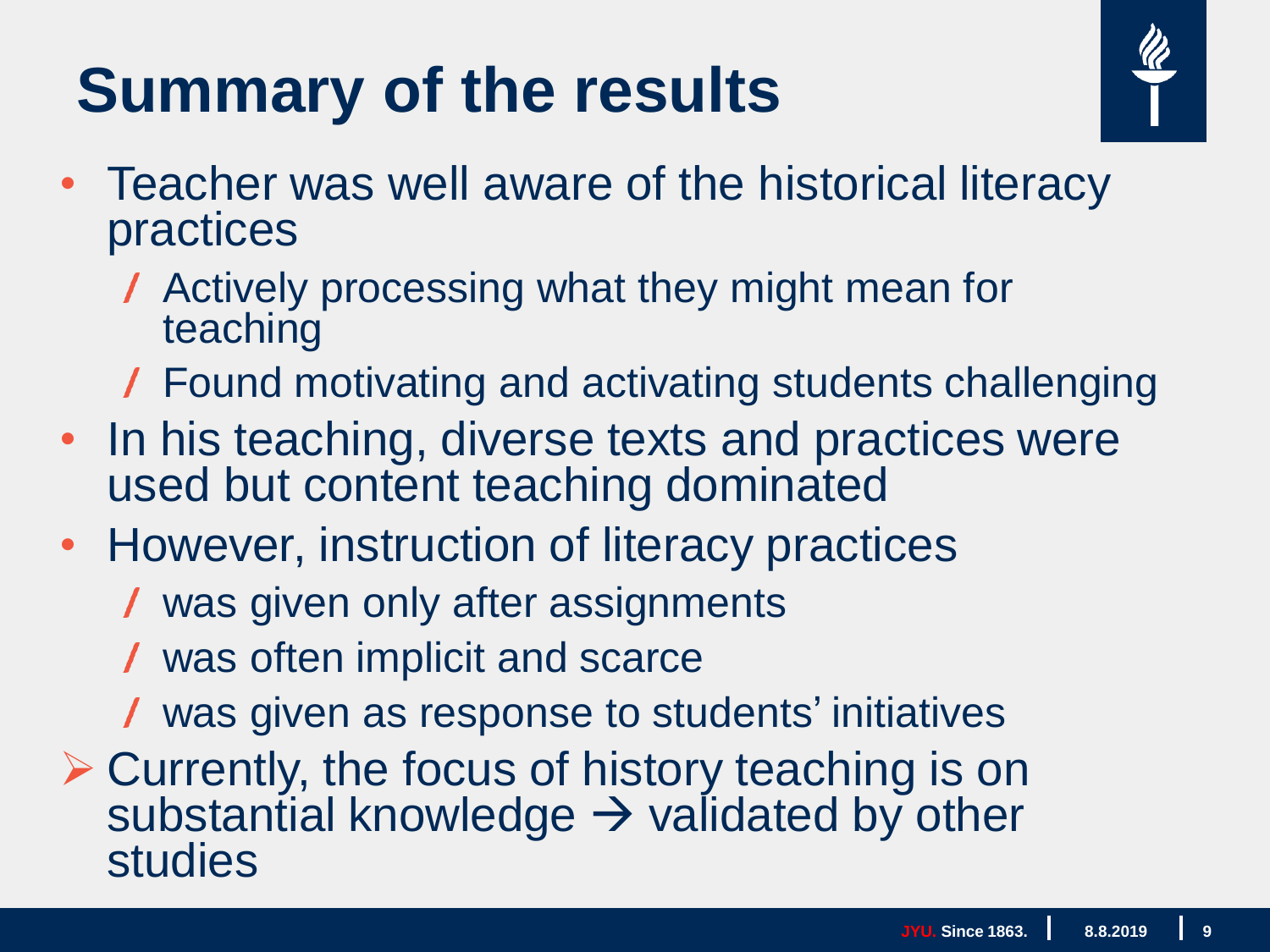# Summary of the results

- Teacher was well aware of the historical literacy practices
  - Actively processing what they might mean for teaching
  - Found motivating and activating students challenging
- In his teaching, diverse texts and practices were used but content teaching dominated
- However, instruction of literacy practices
  - was given only after assignments
  - was often implicit and scarce
  - was given as response to students' initiatives

➢ Currently, the focus of history teaching is on substantial knowledge → validated by other studies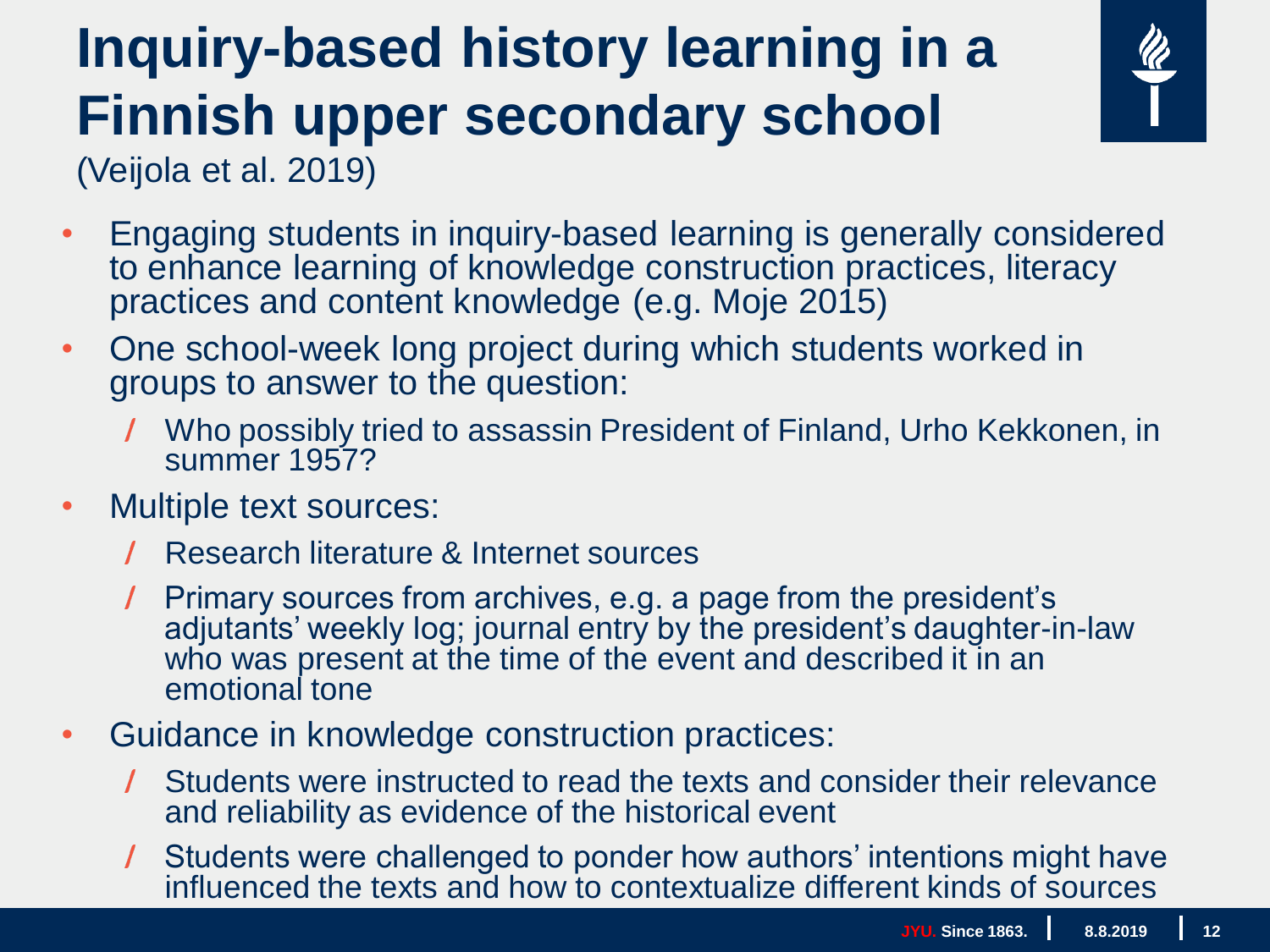# Inquiry-based history learning in a Finnish upper secondary school

(Veijola et al. 2019)

- Engaging students in inquiry-based learning is generally considered to enhance learning of knowledge construction practices, literacy practices and content knowledge (e.g. Moje 2015)
- One school-week long project during which students worked in groups to answer to the question:
  - Who possibly tried to assassin President of Finland, Urho Kekkonen, in summer 1957?
- Multiple text sources:
  - Research literature & Internet sources
  - Primary sources from archives, e.g. a page from the president's adjutants' weekly log; journal entry by the president's daughter-in-law who was present at the time of the event and described it in an emotional tone
- Guidance in knowledge construction practices:
  - Students were instructed to read the texts and consider their relevance and reliability as evidence of the historical event
  - Students were challenged to ponder how authors' intentions might have influenced the texts and how to contextualize different kinds of sources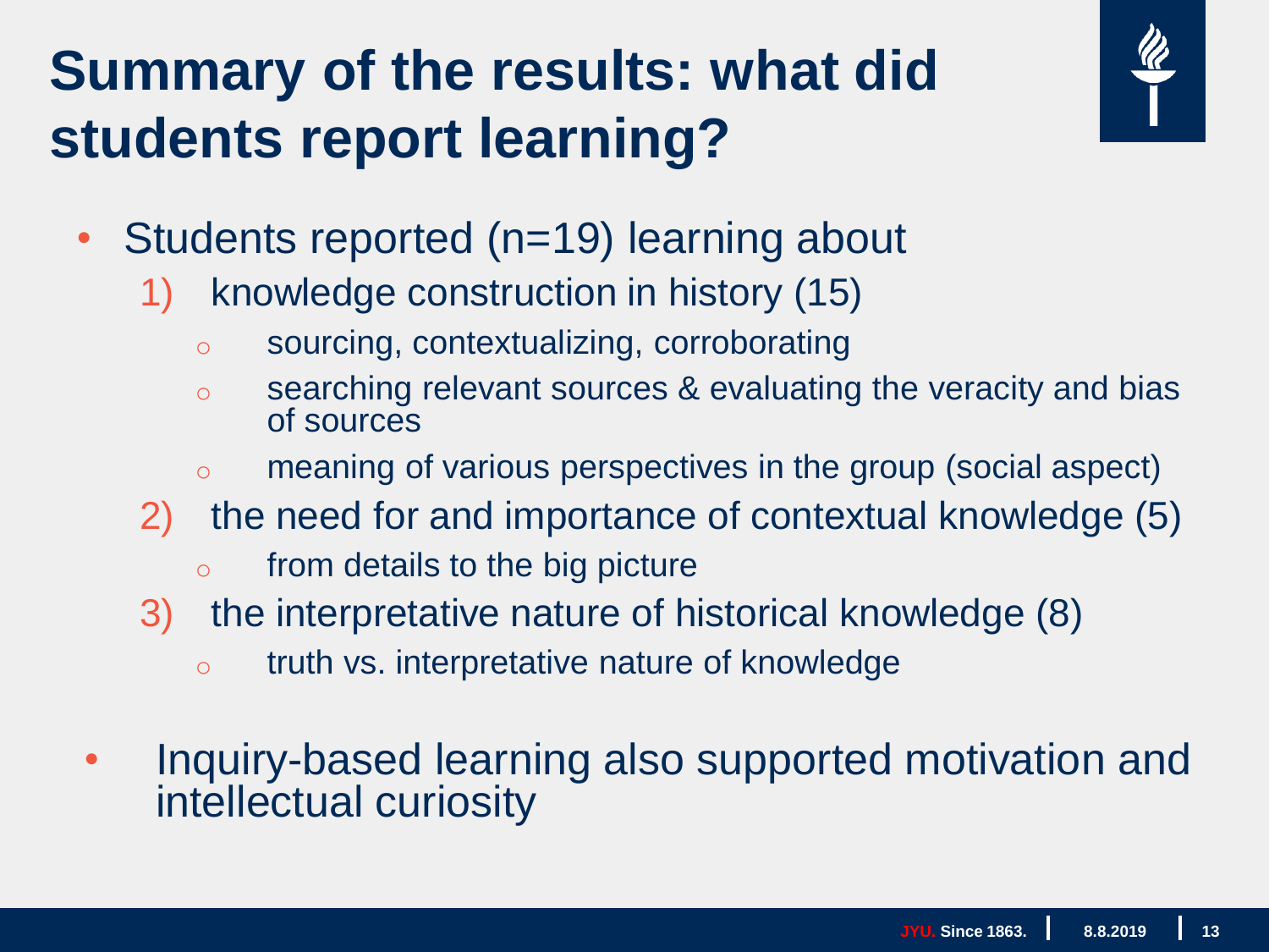# Summary of the results: what did students report learning?

- Students reported (n=19) learning about
  1) knowledge construction in history (15)
     - sourcing, contextualizing, corroborating
     - searching relevant sources & evaluating the veracity and bias of sources
     - meaning of various perspectives in the group (social aspect)
  2) the need for and importance of contextual knowledge (5)
     - from details to the big picture
  3) the interpretative nature of historical knowledge (8)
     - truth vs. interpretative nature of knowledge

- Inquiry-based learning also supported motivation and intellectual curiosity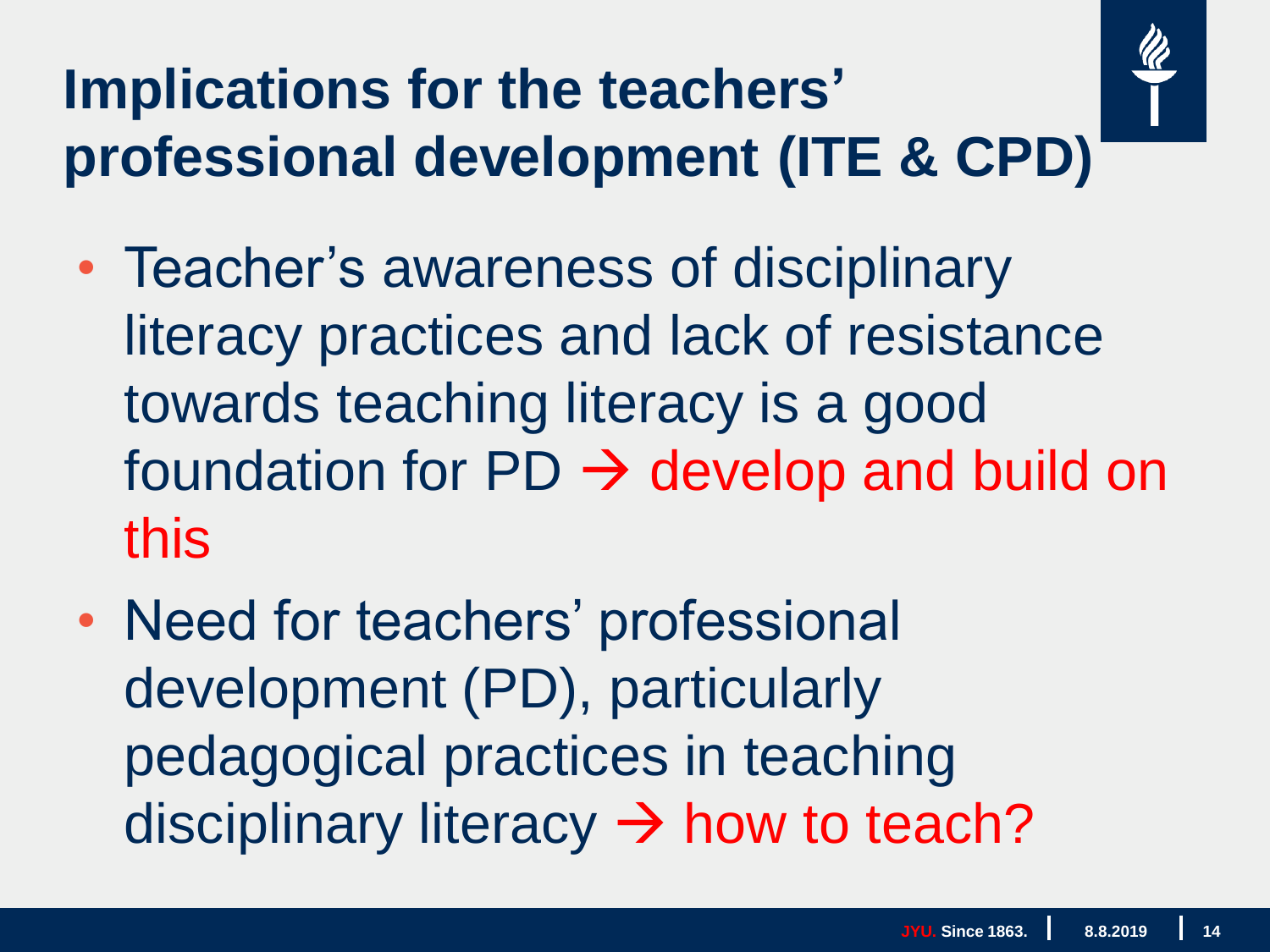# Implications for the teachers' professional development (ITE & CPD)

- Teacher's awareness of disciplinary literacy practices and lack of resistance towards teaching literacy is a good foundation for PD → develop and build on this
- Need for teachers' professional development (PD), particularly pedagogical practices in teaching disciplinary literacy → how to teach?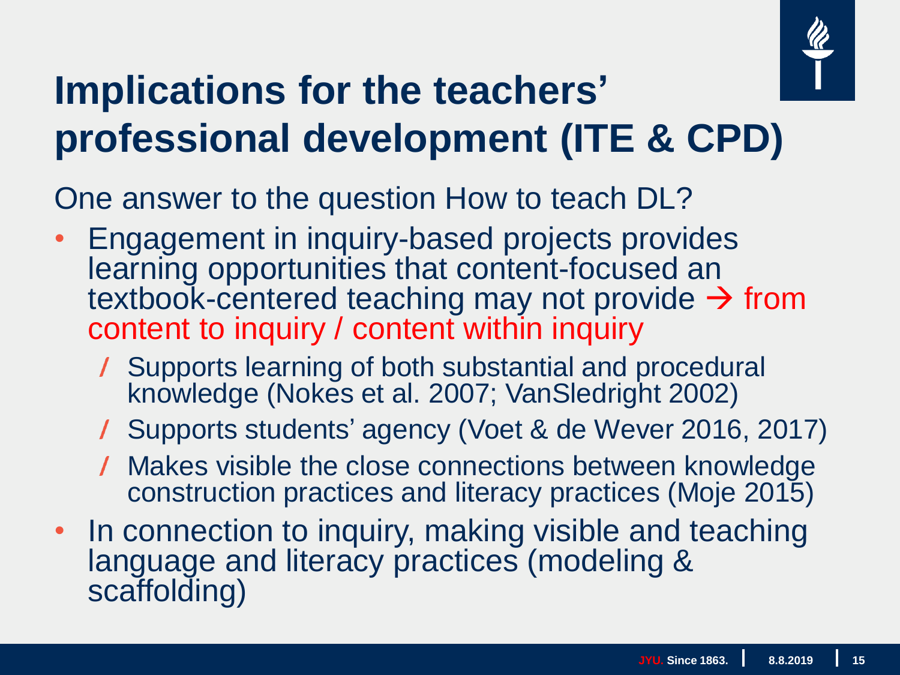# Implications for the teachers' professional development (ITE & CPD)

One answer to the question How to teach DL?

- Engagement in inquiry-based projects provides learning opportunities that content-focused an textbook-centered teaching may not provide → from content to inquiry / content within inquiry
  - Supports learning of both substantial and procedural knowledge (Nokes et al. 2007; VanSledright 2002)
  - Supports students' agency (Voet & de Wever 2016, 2017)
  - Makes visible the close connections between knowledge construction practices and literacy practices (Moje 2015)
- In connection to inquiry, making visible and teaching language and literacy practices (modeling & scaffolding)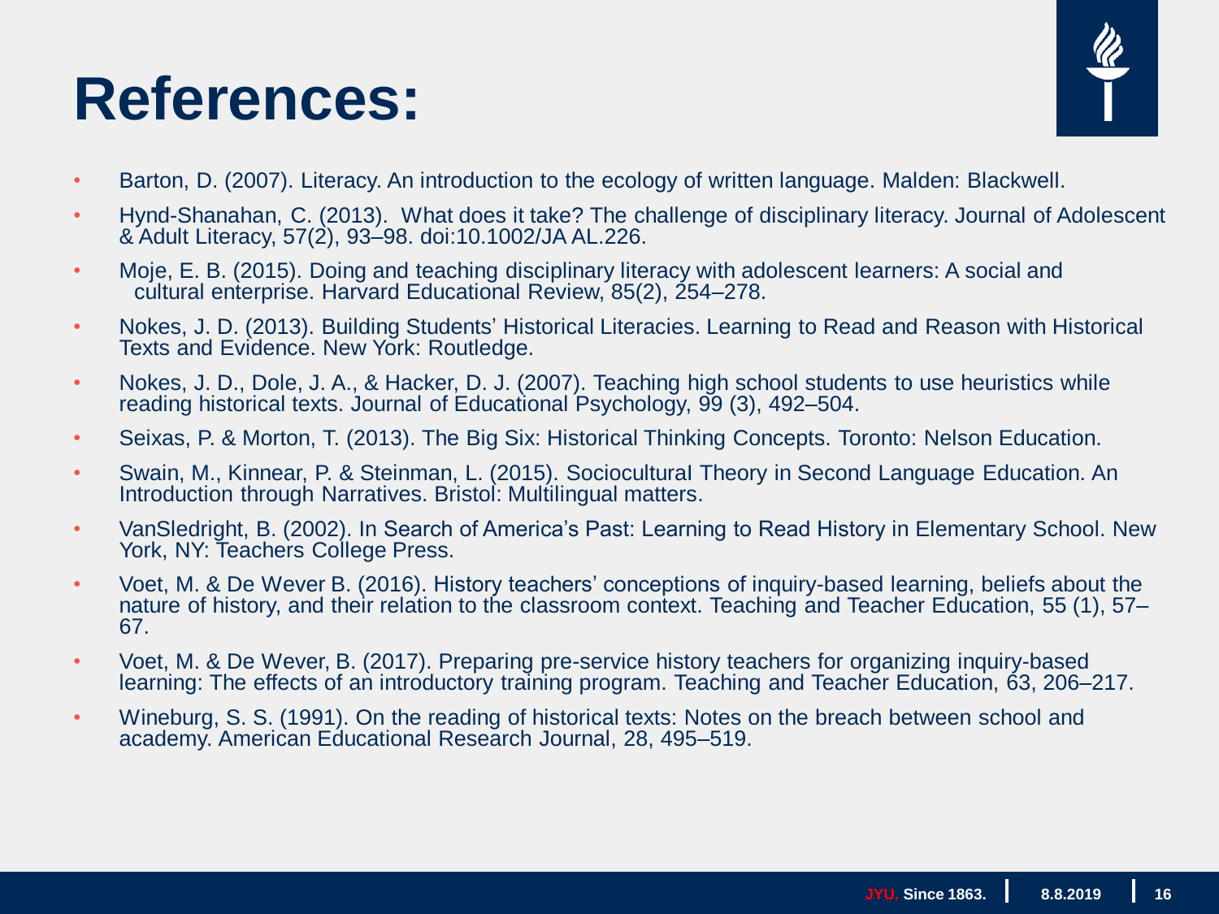# References:

- Barton, D. (2007). Literacy. An introduction to the ecology of written language. Malden: Blackwell.
- Hynd-Shanahan, C. (2013). What does it take? The challenge of disciplinary literacy. Journal of Adolescent & Adult Literacy, 57(2), 93–98. doi:10.1002/JA AL.226.
- Moje, E. B. (2015). Doing and teaching disciplinary literacy with adolescent learners: A social and cultural enterprise. Harvard Educational Review, 85(2), 254–278.
- Nokes, J. D. (2013). Building Students' Historical Literacies. Learning to Read and Reason with Historical Texts and Evidence. New York: Routledge.
- Nokes, J. D., Dole, J. A., & Hacker, D. J. (2007). Teaching high school students to use heuristics while reading historical texts. Journal of Educational Psychology, 99 (3), 492–504.
- Seixas, P. & Morton, T. (2013). The Big Six: Historical Thinking Concepts. Toronto: Nelson Education.
- Swain, M., Kinnear, P. & Steinman, L. (2015). Sociocultural Theory in Second Language Education. An Introduction through Narratives. Bristol: Multilingual matters.
- VanSledright, B. (2002). In Search of America's Past: Learning to Read History in Elementary School. New York, NY: Teachers College Press.
- Voet, M. & De Wever B. (2016). History teachers' conceptions of inquiry-based learning, beliefs about the nature of history, and their relation to the classroom context. Teaching and Teacher Education, 55 (1), 57–67.
- Voet, M. & De Wever, B. (2017). Preparing pre-service history teachers for organizing inquiry-based learning: The effects of an introductory training program. Teaching and Teacher Education, 63, 206–217.
- Wineburg, S. S. (1991). On the reading of historical texts: Notes on the breach between school and academy. American Educational Research Journal, 28, 495–519.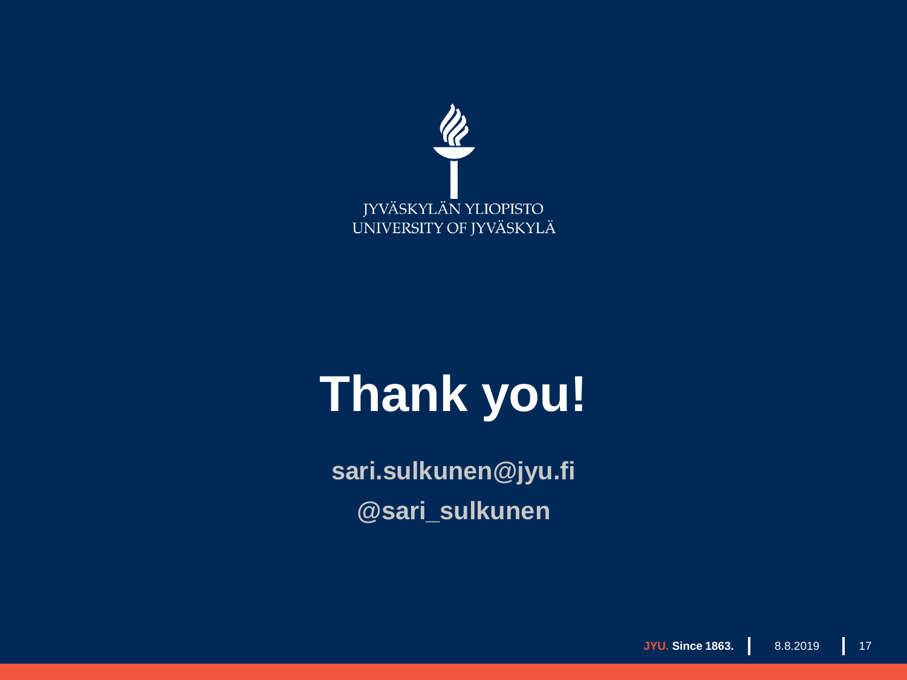JYVÄSKYLÄN YLIOPISTO
UNIVERSITY OF JYVÄSKYLÄ

# Thank you!

**sari.sulkunen@jyu.fi**

**@sari_sulkunen**